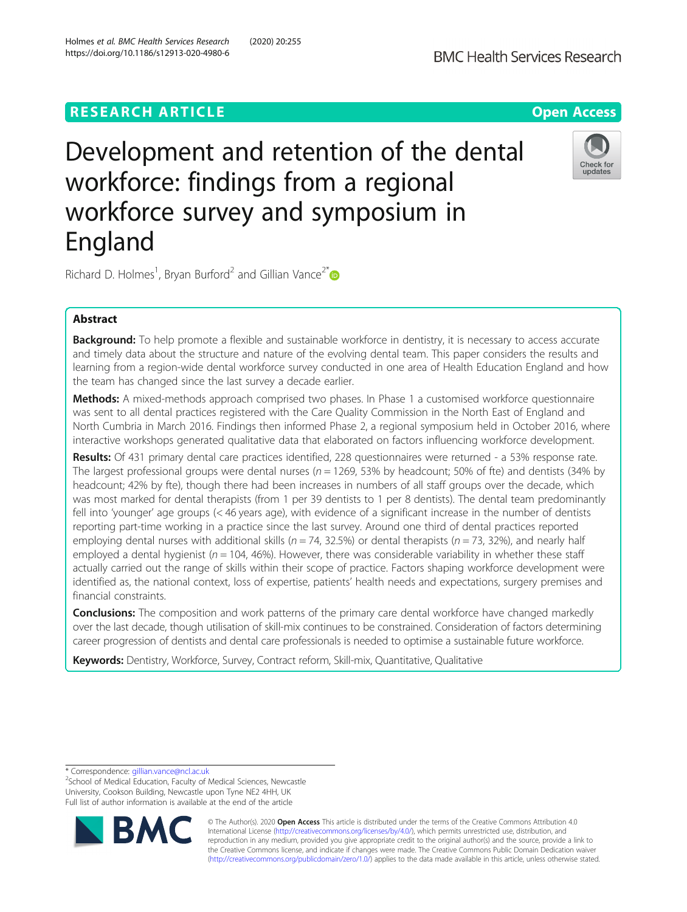RESEARCH ARTICLE

Open Access

# Development and retention of the dental workforce: findings from a regional workforce survey and symposium in England

Richard D. Holmes[1], Bryan Burford[2] and Gillian Vance[2*]

## Abstract

**Background:** To help promote a flexible and sustainable workforce in dentistry, it is necessary to access accurate and timely data about the structure and nature of the evolving dental team. This paper considers the results and learning from a region-wide dental workforce survey conducted in one area of Health Education England and how the team has changed since the last survey a decade earlier.

**Methods:** A mixed-methods approach comprised two phases. In Phase 1 a customised workforce questionnaire was sent to all dental practices registered with the Care Quality Commission in the North East of England and North Cumbria in March 2016. Findings then informed Phase 2, a regional symposium held in October 2016, where interactive workshops generated qualitative data that elaborated on factors influencing workforce development.

**Results:** Of 431 primary dental care practices identified, 228 questionnaires were returned - a 53% response rate. The largest professional groups were dental nurses (*n* = 1269, 53% by headcount; 50% of fte) and dentists (34% by headcount; 42% by fte), though there had been increases in numbers of all staff groups over the decade, which was most marked for dental therapists (from 1 per 39 dentists to 1 per 8 dentists). The dental team predominantly fell into 'younger' age groups (< 46 years age), with evidence of a significant increase in the number of dentists reporting part-time working in a practice since the last survey. Around one third of dental practices reported employing dental nurses with additional skills (*n* = 74, 32.5%) or dental therapists (*n* = 73, 32%), and nearly half employed a dental hygienist (*n* = 104, 46%). However, there was considerable variability in whether these staff actually carried out the range of skills within their scope of practice. Factors shaping workforce development were identified as, the national context, loss of expertise, patients' health needs and expectations, surgery premises and financial constraints.

**Conclusions:** The composition and work patterns of the primary care dental workforce have changed markedly over the last decade, though utilisation of skill-mix continues to be constrained. Consideration of factors determining career progression of dentists and dental care professionals is needed to optimise a sustainable future workforce.

**Keywords:** Dentistry, Workforce, Survey, Contract reform, Skill-mix, Quantitative, Qualitative

---

* Correspondence: gillian.vance@ncl.ac.uk
[2]School of Medical Education, Faculty of Medical Sciences, Newcastle University, Cookson Building, Newcastle upon Tyne NE2 4HH, UK
Full list of author information is available at the end of the article

© The Author(s). 2020 **Open Access** This article is distributed under the terms of the Creative Commons Attribution 4.0 International License (http://creativecommons.org/licenses/by/4.0/), which permits unrestricted use, distribution, and reproduction in any medium, provided you give appropriate credit to the original author(s) and the source, provide a link to the Creative Commons license, and indicate if changes were made. The Creative Commons Public Domain Dedication waiver (http://creativecommons.org/publicdomain/zero/1.0/) applies to the data made available in this article, unless otherwise stated.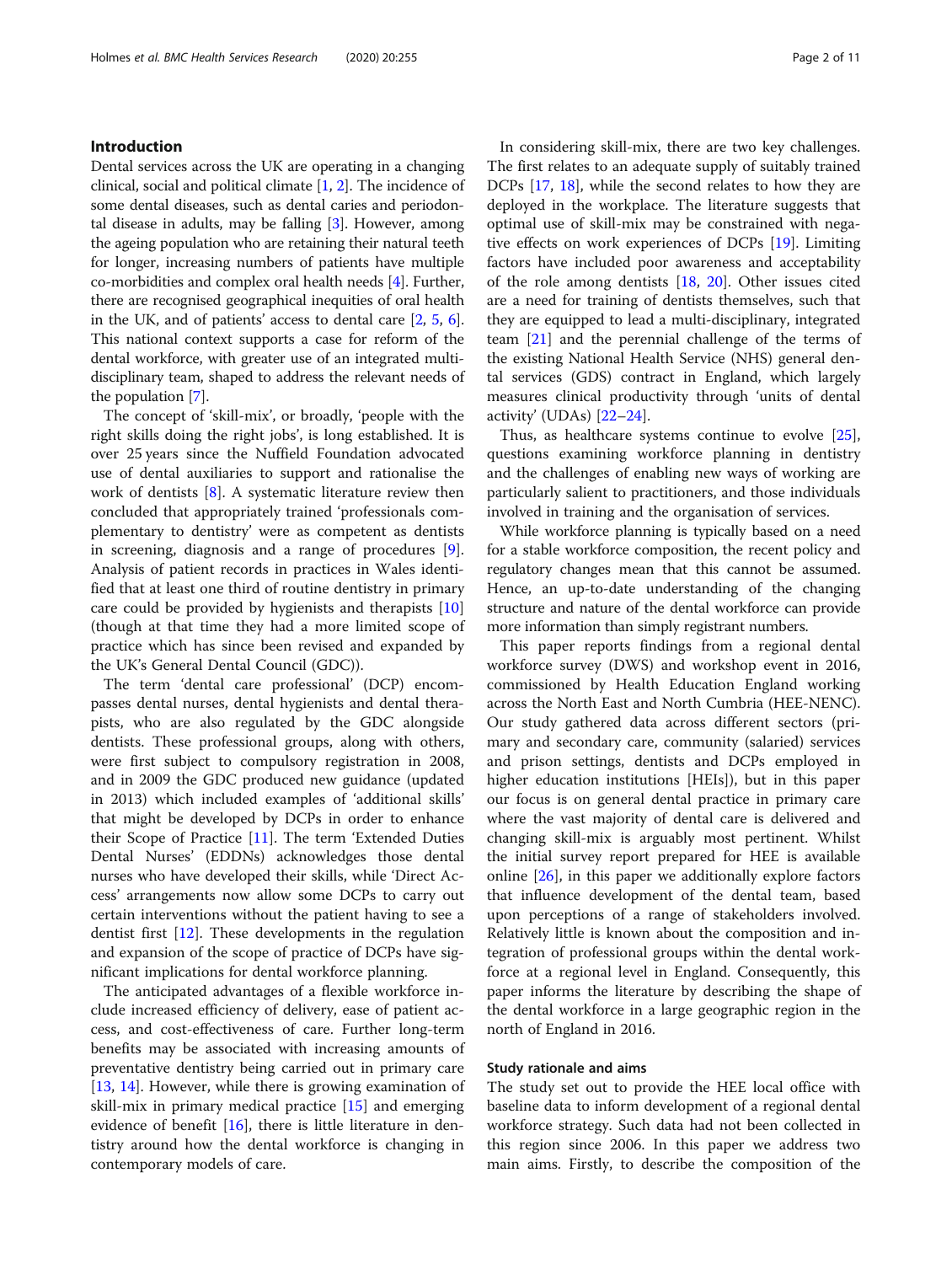## Introduction

Dental services across the UK are operating in a changing clinical, social and political climate [1, 2]. The incidence of some dental diseases, such as dental caries and periodontal disease in adults, may be falling [3]. However, among the ageing population who are retaining their natural teeth for longer, increasing numbers of patients have multiple co-morbidities and complex oral health needs [4]. Further, there are recognised geographical inequities of oral health in the UK, and of patients' access to dental care [2, 5, 6]. This national context supports a case for reform of the dental workforce, with greater use of an integrated multi-disciplinary team, shaped to address the relevant needs of the population [7].

The concept of 'skill-mix', or broadly, 'people with the right skills doing the right jobs', is long established. It is over 25 years since the Nuffield Foundation advocated use of dental auxiliaries to support and rationalise the work of dentists [8]. A systematic literature review then concluded that appropriately trained 'professionals complementary to dentistry' were as competent as dentists in screening, diagnosis and a range of procedures [9]. Analysis of patient records in practices in Wales identified that at least one third of routine dentistry in primary care could be provided by hygienists and therapists [10] (though at that time they had a more limited scope of practice which has since been revised and expanded by the UK's General Dental Council (GDC)).

The term 'dental care professional' (DCP) encompasses dental nurses, dental hygienists and dental therapists, who are also regulated by the GDC alongside dentists. These professional groups, along with others, were first subject to compulsory registration in 2008, and in 2009 the GDC produced new guidance (updated in 2013) which included examples of 'additional skills' that might be developed by DCPs in order to enhance their Scope of Practice [11]. The term 'Extended Duties Dental Nurses' (EDDNs) acknowledges those dental nurses who have developed their skills, while 'Direct Access' arrangements now allow some DCPs to carry out certain interventions without the patient having to see a dentist first [12]. These developments in the regulation and expansion of the scope of practice of DCPs have significant implications for dental workforce planning.

The anticipated advantages of a flexible workforce include increased efficiency of delivery, ease of patient access, and cost-effectiveness of care. Further long-term benefits may be associated with increasing amounts of preventative dentistry being carried out in primary care [13, 14]. However, while there is growing examination of skill-mix in primary medical practice [15] and emerging evidence of benefit [16], there is little literature in dentistry around how the dental workforce is changing in contemporary models of care.

In considering skill-mix, there are two key challenges. The first relates to an adequate supply of suitably trained DCPs [17, 18], while the second relates to how they are deployed in the workplace. The literature suggests that optimal use of skill-mix may be constrained with negative effects on work experiences of DCPs [19]. Limiting factors have included poor awareness and acceptability of the role among dentists [18, 20]. Other issues cited are a need for training of dentists themselves, such that they are equipped to lead a multi-disciplinary, integrated team [21] and the perennial challenge of the terms of the existing National Health Service (NHS) general dental services (GDS) contract in England, which largely measures clinical productivity through 'units of dental activity' (UDAs) [22–24].

Thus, as healthcare systems continue to evolve [25], questions examining workforce planning in dentistry and the challenges of enabling new ways of working are particularly salient to practitioners, and those individuals involved in training and the organisation of services.

While workforce planning is typically based on a need for a stable workforce composition, the recent policy and regulatory changes mean that this cannot be assumed. Hence, an up-to-date understanding of the changing structure and nature of the dental workforce can provide more information than simply registrant numbers.

This paper reports findings from a regional dental workforce survey (DWS) and workshop event in 2016, commissioned by Health Education England working across the North East and North Cumbria (HEE-NENC). Our study gathered data across different sectors (primary and secondary care, community (salaried) services and prison settings, dentists and DCPs employed in higher education institutions [HEIs]), but in this paper our focus is on general dental practice in primary care where the vast majority of dental care is delivered and changing skill-mix is arguably most pertinent. Whilst the initial survey report prepared for HEE is available online [26], in this paper we additionally explore factors that influence development of the dental team, based upon perceptions of a range of stakeholders involved. Relatively little is known about the composition and integration of professional groups within the dental workforce at a regional level in England. Consequently, this paper informs the literature by describing the shape of the dental workforce in a large geographic region in the north of England in 2016.

### Study rationale and aims

The study set out to provide the HEE local office with baseline data to inform development of a regional dental workforce strategy. Such data had not been collected in this region since 2006. In this paper we address two main aims. Firstly, to describe the composition of the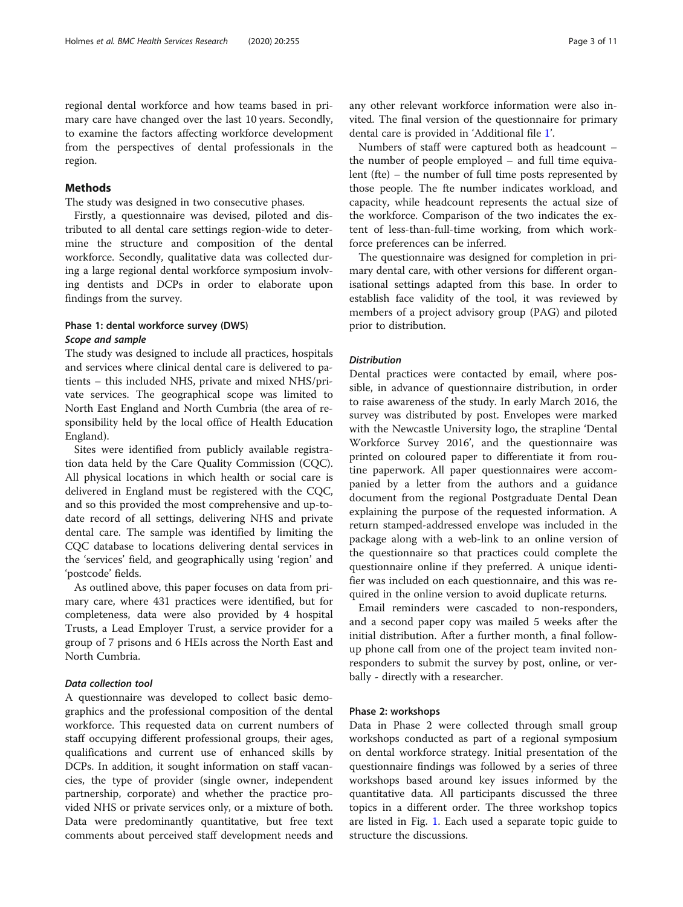regional dental workforce and how teams based in primary care have changed over the last 10 years. Secondly, to examine the factors affecting workforce development from the perspectives of dental professionals in the region.

## Methods

The study was designed in two consecutive phases.

Firstly, a questionnaire was devised, piloted and distributed to all dental care settings region-wide to determine the structure and composition of the dental workforce. Secondly, qualitative data was collected during a large regional dental workforce symposium involving dentists and DCPs in order to elaborate upon findings from the survey.

### Phase 1: dental workforce survey (DWS)

#### *Scope and sample*

The study was designed to include all practices, hospitals and services where clinical dental care is delivered to patients – this included NHS, private and mixed NHS/private services. The geographical scope was limited to North East England and North Cumbria (the area of responsibility held by the local office of Health Education England).

Sites were identified from publicly available registration data held by the Care Quality Commission (CQC). All physical locations in which health or social care is delivered in England must be registered with the CQC, and so this provided the most comprehensive and up-to-date record of all settings, delivering NHS and private dental care. The sample was identified by limiting the CQC database to locations delivering dental services in the 'services' field, and geographically using 'region' and 'postcode' fields.

As outlined above, this paper focuses on data from primary care, where 431 practices were identified, but for completeness, data were also provided by 4 hospital Trusts, a Lead Employer Trust, a service provider for a group of 7 prisons and 6 HEIs across the North East and North Cumbria.

#### *Data collection tool*

A questionnaire was developed to collect basic demographics and the professional composition of the dental workforce. This requested data on current numbers of staff occupying different professional groups, their ages, qualifications and current use of enhanced skills by DCPs. In addition, it sought information on staff vacancies, the type of provider (single owner, independent partnership, corporate) and whether the practice provided NHS or private services only, or a mixture of both. Data were predominantly quantitative, but free text comments about perceived staff development needs and any other relevant workforce information were also invited. The final version of the questionnaire for primary dental care is provided in 'Additional file 1'.

Numbers of staff were captured both as headcount – the number of people employed – and full time equivalent (fte) – the number of full time posts represented by those people. The fte number indicates workload, and capacity, while headcount represents the actual size of the workforce. Comparison of the two indicates the extent of less-than-full-time working, from which workforce preferences can be inferred.

The questionnaire was designed for completion in primary dental care, with other versions for different organisational settings adapted from this base. In order to establish face validity of the tool, it was reviewed by members of a project advisory group (PAG) and piloted prior to distribution.

#### *Distribution*

Dental practices were contacted by email, where possible, in advance of questionnaire distribution, in order to raise awareness of the study. In early March 2016, the survey was distributed by post. Envelopes were marked with the Newcastle University logo, the strapline 'Dental Workforce Survey 2016', and the questionnaire was printed on coloured paper to differentiate it from routine paperwork. All paper questionnaires were accompanied by a letter from the authors and a guidance document from the regional Postgraduate Dental Dean explaining the purpose of the requested information. A return stamped-addressed envelope was included in the package along with a web-link to an online version of the questionnaire so that practices could complete the questionnaire online if they preferred. A unique identifier was included on each questionnaire, and this was required in the online version to avoid duplicate returns.

Email reminders were cascaded to non-responders, and a second paper copy was mailed 5 weeks after the initial distribution. After a further month, a final follow-up phone call from one of the project team invited non-responders to submit the survey by post, online, or verbally - directly with a researcher.

### Phase 2: workshops

Data in Phase 2 were collected through small group workshops conducted as part of a regional symposium on dental workforce strategy. Initial presentation of the questionnaire findings was followed by a series of three workshops based around key issues informed by the quantitative data. All participants discussed the three topics in a different order. The three workshop topics are listed in Fig. 1. Each used a separate topic guide to structure the discussions.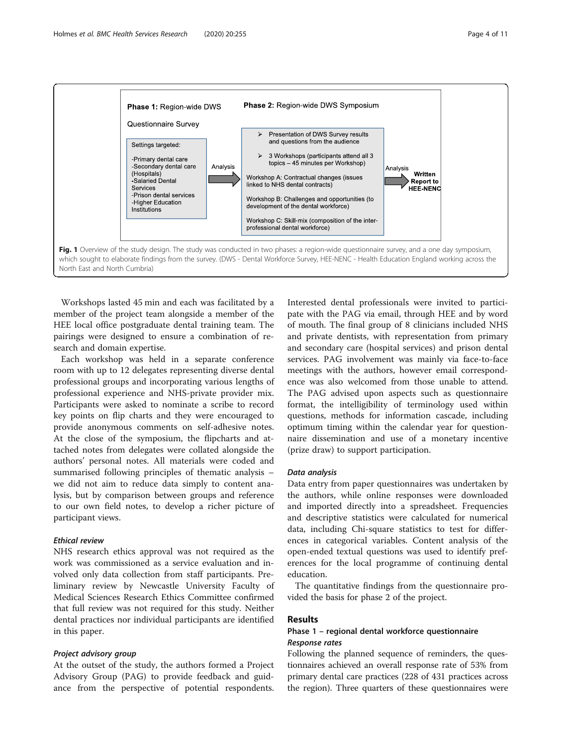Phase 1: Region-wide DWS Questionnaire Survey

Settings targeted:

- Primary dental care
- Secondary dental care (Hospitals)
- Salaried Dental Services
- Prison dental services
- Higher Education Institutions

Analysis

Phase 2: Region-wide DWS Symposium

- Presentation of DWS Survey results and questions from the audience
- 3 Workshops (participants attend all 3 topics – 45 minutes per Workshop)

Workshop A: Contractual changes (issues linked to NHS dental contracts)

Workshop B: Challenges and opportunities (to development of the dental workforce)

Workshop C: Skill-mix (composition of the inter-professional dental workforce)

Analysis

Written Report to HEE-NENC

**Fig. 1** Overview of the study design. The study was conducted in two phases: a region-wide questionnaire survey, and a one day symposium, which sought to elaborate findings from the survey. (DWS - Dental Workforce Survey, HEE-NENC - Health Education England working across the North East and North Cumbria)

Workshops lasted 45 min and each was facilitated by a member of the project team alongside a member of the HEE local office postgraduate dental training team. The pairings were designed to ensure a combination of research and domain expertise.

Each workshop was held in a separate conference room with up to 12 delegates representing diverse dental professional groups and incorporating various lengths of professional experience and NHS-private provider mix. Participants were asked to nominate a scribe to record key points on flip charts and they were encouraged to provide anonymous comments on self-adhesive notes. At the close of the symposium, the flipcharts and attached notes from delegates were collated alongside the authors' personal notes. All materials were coded and summarised following principles of thematic analysis – we did not aim to reduce data simply to content analysis, but by comparison between groups and reference to our own field notes, to develop a richer picture of participant views.

#### *Ethical review*

NHS research ethics approval was not required as the work was commissioned as a service evaluation and involved only data collection from staff participants. Preliminary review by Newcastle University Faculty of Medical Sciences Research Ethics Committee confirmed that full review was not required for this study. Neither dental practices nor individual participants are identified in this paper.

#### *Project advisory group*

At the outset of the study, the authors formed a Project Advisory Group (PAG) to provide feedback and guidance from the perspective of potential respondents. Interested dental professionals were invited to participate with the PAG via email, through HEE and by word of mouth. The final group of 8 clinicians included NHS and private dentists, with representation from primary and secondary care (hospital services) and prison dental services. PAG involvement was mainly via face-to-face meetings with the authors, however email correspondence was also welcomed from those unable to attend. The PAG advised upon aspects such as questionnaire format, the intelligibility of terminology used within questions, methods for information cascade, including optimum timing within the calendar year for questionnaire dissemination and use of a monetary incentive (prize draw) to support participation.

#### *Data analysis*

Data entry from paper questionnaires was undertaken by the authors, while online responses were downloaded and imported directly into a spreadsheet. Frequencies and descriptive statistics were calculated for numerical data, including Chi-square statistics to test for differences in categorical variables. Content analysis of the open-ended textual questions was used to identify preferences for the local programme of continuing dental education.

The quantitative findings from the questionnaire provided the basis for phase 2 of the project.

## Results

### Phase 1 – regional dental workforce questionnaire

#### *Response rates*

Following the planned sequence of reminders, the questionnaires achieved an overall response rate of 53% from primary dental care practices (228 of 431 practices across the region). Three quarters of these questionnaires were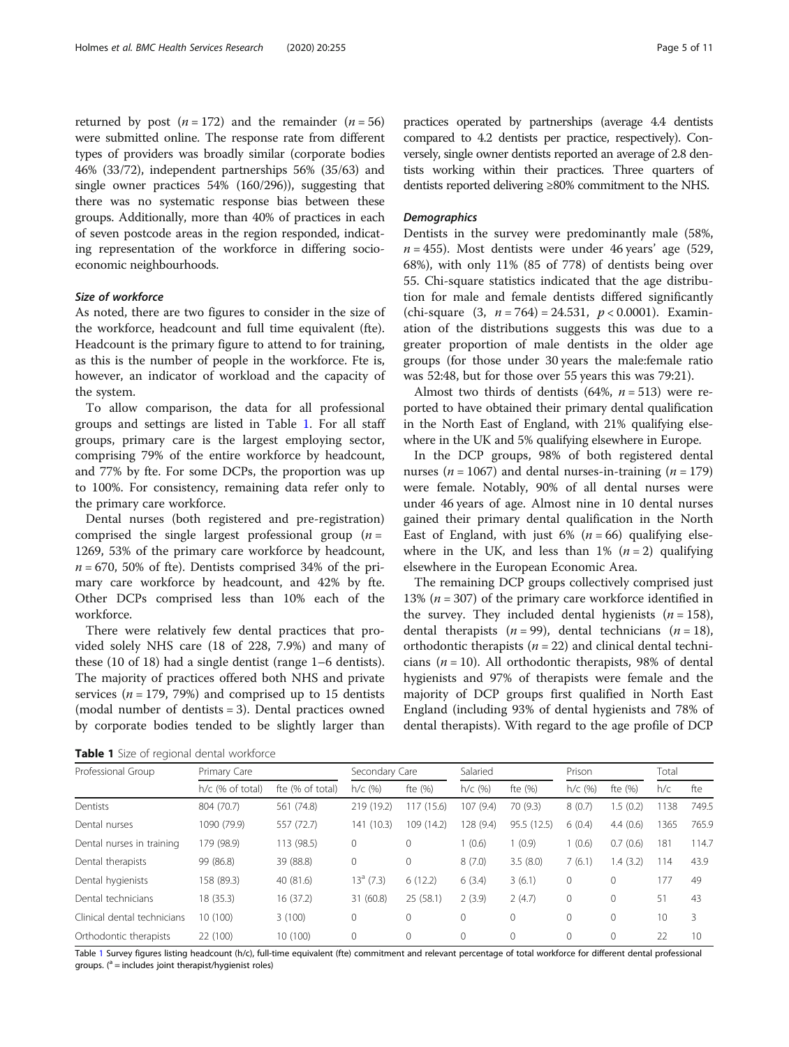returned by post ($n = 172$) and the remainder ($n = 56$) were submitted online. The response rate from different types of providers was broadly similar (corporate bodies 46% (33/72), independent partnerships 56% (35/63) and single owner practices 54% (160/296)), suggesting that there was no systematic response bias between these groups. Additionally, more than 40% of practices in each of seven postcode areas in the region responded, indicating representation of the workforce in differing socio-economic neighbourhoods.

### Size of workforce

As noted, there are two figures to consider in the size of the workforce, headcount and full time equivalent (fte). Headcount is the primary figure to attend to for training, as this is the number of people in the workforce. Fte is, however, an indicator of workload and the capacity of the system.

To allow comparison, the data for all professional groups and settings are listed in Table 1. For all staff groups, primary care is the largest employing sector, comprising 79% of the entire workforce by headcount, and 77% by fte. For some DCPs, the proportion was up to 100%. For consistency, remaining data refer only to the primary care workforce.

Dental nurses (both registered and pre-registration) comprised the single largest professional group ($n = 1269$, 53% of the primary care workforce by headcount, $n = 670$, 50% of fte). Dentists comprised 34% of the primary care workforce by headcount, and 42% by fte. Other DCPs comprised less than 10% each of the workforce.

There were relatively few dental practices that provided solely NHS care (18 of 228, 7.9%) and many of these (10 of 18) had a single dentist (range 1–6 dentists). The majority of practices offered both NHS and private services ($n = 179$, 79%) and comprised up to 15 dentists (modal number of dentists = 3). Dental practices owned by corporate bodies tended to be slightly larger than practices operated by partnerships (average 4.4 dentists compared to 4.2 dentists per practice, respectively). Conversely, single owner dentists reported an average of 2.8 dentists working within their practices. Three quarters of dentists reported delivering ≥80% commitment to the NHS.

### Demographics

Dentists in the survey were predominantly male (58%, $n = 455$). Most dentists were under 46 years' age (529, 68%), with only 11% (85 of 778) of dentists being over 55. Chi-square statistics indicated that the age distribution for male and female dentists differed significantly (chi-square $(3, n = 764) = 24.531$, $p < 0.0001$). Examination of the distributions suggests this was due to a greater proportion of male dentists in the older age groups (for those under 30 years the male:female ratio was 52:48, but for those over 55 years this was 79:21).

Almost two thirds of dentists (64%, $n = 513$) were reported to have obtained their primary dental qualification in the North East of England, with 21% qualifying elsewhere in the UK and 5% qualifying elsewhere in Europe.

In the DCP groups, 98% of both registered dental nurses ($n = 1067$) and dental nurses-in-training ($n = 179$) were female. Notably, 90% of all dental nurses were under 46 years of age. Almost nine in 10 dental nurses gained their primary dental qualification in the North East of England, with just 6% ($n = 66$) qualifying elsewhere in the UK, and less than 1% ($n = 2$) qualifying elsewhere in the European Economic Area.

The remaining DCP groups collectively comprised just 13% ($n = 307$) of the primary care workforce identified in the survey. They included dental hygienists ($n = 158$), dental therapists ($n = 99$), dental technicians ($n = 18$), orthodontic therapists ($n = 22$) and clinical dental technicians ($n = 10$). All orthodontic therapists, 98% of dental hygienists and 97% of therapists were female and the majority of DCP groups first qualified in North East England (including 93% of dental hygienists and 78% of dental therapists). With regard to the age profile of DCP

**Table 1** Size of regional dental workforce

| Professional Group | Primary Care | | Secondary Care | | Salaried | | Prison | | Total | |
|---|---|---|---|---|---|---|---|---|---|---|
| | h/c (% of total) | fte (% of total) | h/c (%) | fte (%) | h/c (%) | fte (%) | h/c (%) | fte (%) | h/c | fte |
| Dentists | 804 (70.7) | 561 (74.8) | 219 (19.2) | 117 (15.6) | 107 (9.4) | 70 (9.3) | 8 (0.7) | 1.5 (0.2) | 1138 | 749.5 |
| Dental nurses | 1090 (79.9) | 557 (72.7) | 141 (10.3) | 109 (14.2) | 128 (9.4) | 95.5 (12.5) | 6 (0.4) | 4.4 (0.6) | 1365 | 765.9 |
| Dental nurses in training | 179 (98.9) | 113 (98.5) | 0 | 0 | 1 (0.6) | 1 (0.9) | 1 (0.6) | 0.7 (0.6) | 181 | 114.7 |
| Dental therapists | 99 (86.8) | 39 (88.8) | 0 | 0 | 8 (7.0) | 3.5 (8.0) | 7 (6.1) | 1.4 (3.2) | 114 | 43.9 |
| Dental hygienists | 158 (89.3) | 40 (81.6) | 13[a] (7.3) | 6 (12.2) | 6 (3.4) | 3 (6.1) | 0 | 0 | 177 | 49 |
| Dental technicians | 18 (35.3) | 16 (37.2) | 31 (60.8) | 25 (58.1) | 2 (3.9) | 2 (4.7) | 0 | 0 | 51 | 43 |
| Clinical dental technicians | 10 (100) | 3 (100) | 0 | 0 | 0 | 0 | 0 | 0 | 10 | 3 |
| Orthodontic therapists | 22 (100) | 10 (100) | 0 | 0 | 0 | 0 | 0 | 0 | 22 | 10 |

Table 1 Survey figures listing headcount (h/c), full-time equivalent (fte) commitment and relevant percentage of total workforce for different dental professional groups. ([a] = includes joint therapist/hygienist roles)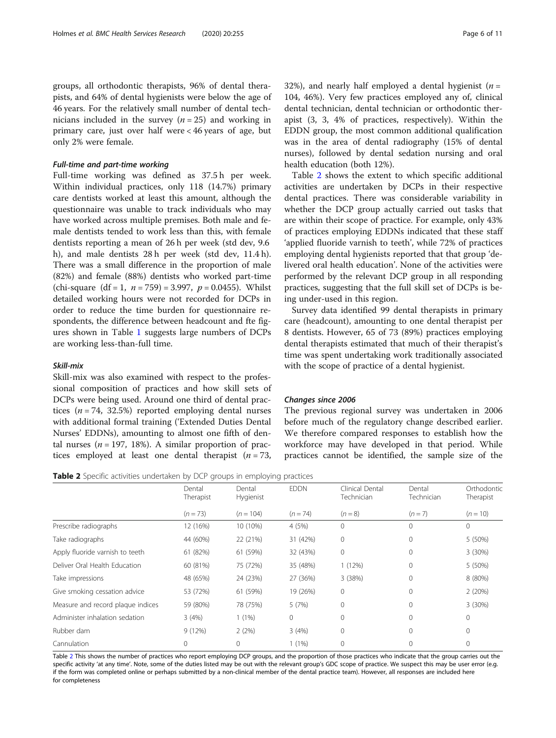groups, all orthodontic therapists, 96% of dental therapists, and 64% of dental hygienists were below the age of 46 years. For the relatively small number of dental technicians included in the survey ($n = 25$) and working in primary care, just over half were < 46 years of age, but only 2% were female.

#### *Full-time and part-time working*

Full-time working was defined as 37.5 h per week. Within individual practices, only 118 (14.7%) primary care dentists worked at least this amount, although the questionnaire was unable to track individuals who may have worked across multiple premises. Both male and female dentists tended to work less than this, with female dentists reporting a mean of 26 h per week (std dev, 9.6 h), and male dentists 28 h per week (std dev, 11.4 h). There was a small difference in the proportion of male (82%) and female (88%) dentists who worked part-time (chi-square (df = 1, $n = 759$) = 3.997, $p = 0.0455$). Whilst detailed working hours were not recorded for DCPs in order to reduce the time burden for questionnaire respondents, the difference between headcount and fte figures shown in Table 1 suggests large numbers of DCPs are working less-than-full time.

#### *Skill-mix*

Skill-mix was also examined with respect to the professional composition of practices and how skill sets of DCPs were being used. Around one third of dental practices ($n = 74$, 32.5%) reported employing dental nurses with additional formal training ('Extended Duties Dental Nurses' EDDNs), amounting to almost one fifth of dental nurses ($n = 197$, 18%). A similar proportion of practices employed at least one dental therapist ($n = 73$, 32%), and nearly half employed a dental hygienist ($n = 104$, 46%). Very few practices employed any of, clinical dental technician, dental technician or orthodontic therapist (3, 3, 4% of practices, respectively). Within the EDDN group, the most common additional qualification was in the area of dental radiography (15% of dental nurses), followed by dental sedation nursing and oral health education (both 12%).

Table 2 shows the extent to which specific additional activities are undertaken by DCPs in their respective dental practices. There was considerable variability in whether the DCP group actually carried out tasks that are within their scope of practice. For example, only 43% of practices employing EDDNs indicated that these staff 'applied fluoride varnish to teeth', while 72% of practices employing dental hygienists reported that that group 'delivered oral health education'. None of the activities were performed by the relevant DCP group in all responding practices, suggesting that the full skill set of DCPs is being under-used in this region.

Survey data identified 99 dental therapists in primary care (headcount), amounting to one dental therapist per 8 dentists. However, 65 of 73 (89%) practices employing dental therapists estimated that much of their therapist's time was spent undertaking work traditionally associated with the scope of practice of a dental hygienist.

#### *Changes since 2006*

The previous regional survey was undertaken in 2006 before much of the regulatory change described earlier. We therefore compared responses to establish how the workforce may have developed in that period. While practices cannot be identified, the sample size of the

**Table 2** Specific activities undertaken by DCP groups in employing practices

| | Dental Therapist | Dental Hygienist | EDDN | Clinical Dental Technician | Dental Technician | Orthodontic Therapist |
|---|---|---|---|---|---|---|
| | ($n = 73$) | ($n = 104$) | ($n = 74$) | ($n = 8$) | ($n = 7$) | ($n = 10$) |
| Prescribe radiographs | 12 (16%) | 10 (10%) | 4 (5%) | 0 | 0 | 0 |
| Take radiographs | 44 (60%) | 22 (21%) | 31 (42%) | 0 | 0 | 5 (50%) |
| Apply fluoride varnish to teeth | 61 (82%) | 61 (59%) | 32 (43%) | 0 | 0 | 3 (30%) |
| Deliver Oral Health Education | 60 (81%) | 75 (72%) | 35 (48%) | 1 (12%) | 0 | 5 (50%) |
| Take impressions | 48 (65%) | 24 (23%) | 27 (36%) | 3 (38%) | 0 | 8 (80%) |
| Give smoking cessation advice | 53 (72%) | 61 (59%) | 19 (26%) | 0 | 0 | 2 (20%) |
| Measure and record plaque indices | 59 (80%) | 78 (75%) | 5 (7%) | 0 | 0 | 3 (30%) |
| Administer inhalation sedation | 3 (4%) | 1 (1%) | 0 | 0 | 0 | 0 |
| Rubber dam | 9 (12%) | 2 (2%) | 3 (4%) | 0 | 0 | 0 |
| Cannulation | 0 | 0 | 1 (1%) | 0 | 0 | 0 |

Table 2 This shows the number of practices who report employing DCP groups, and the proportion of those practices who indicate that the group carries out the specific activity 'at any time'. Note, some of the duties listed may be out with the relevant group's GDC scope of practice. We suspect this may be user error (e.g. if the form was completed online or perhaps submitted by a non-clinical member of the dental practice team). However, all responses are included here for completeness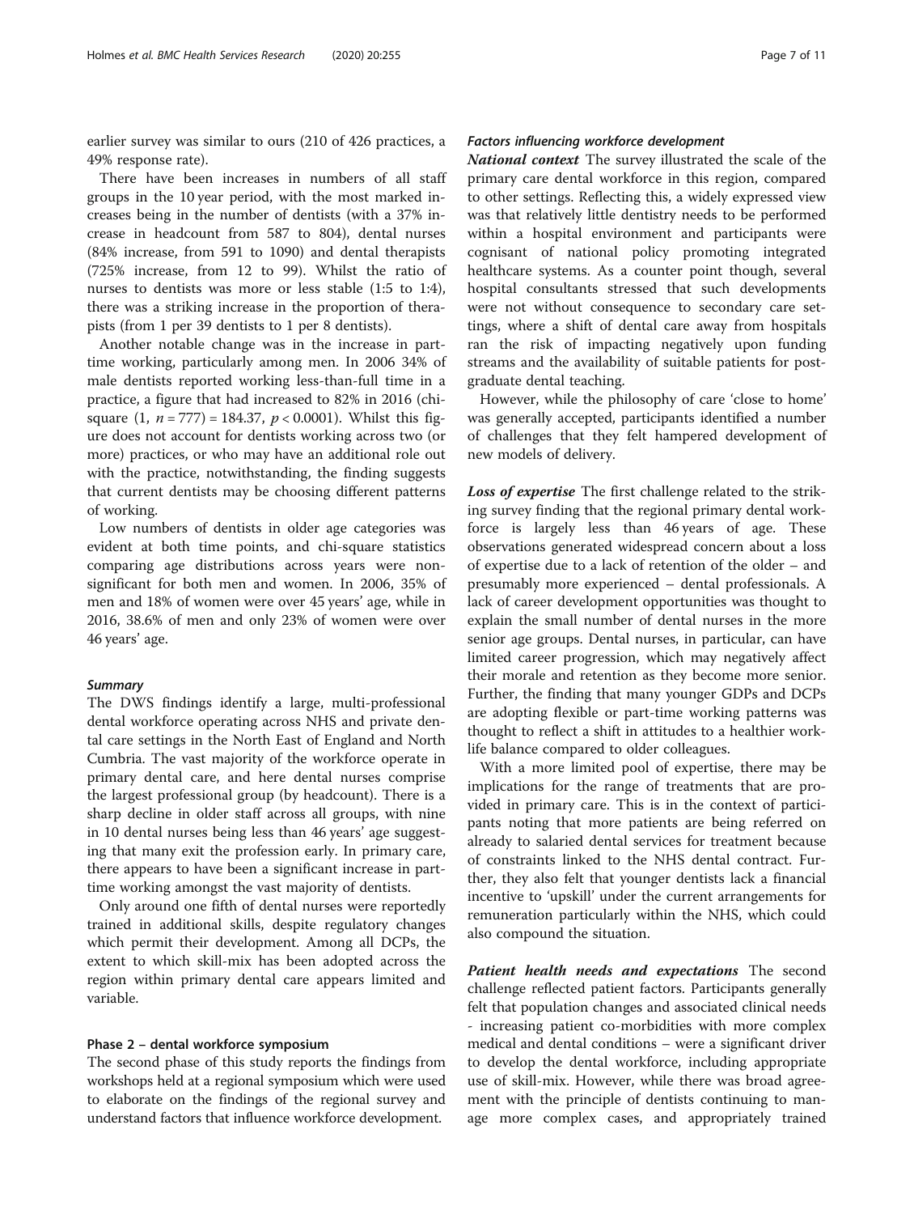earlier survey was similar to ours (210 of 426 practices, a 49% response rate).

There have been increases in numbers of all staff groups in the 10 year period, with the most marked increases being in the number of dentists (with a 37% increase in headcount from 587 to 804), dental nurses (84% increase, from 591 to 1090) and dental therapists (725% increase, from 12 to 99). Whilst the ratio of nurses to dentists was more or less stable (1:5 to 1:4), there was a striking increase in the proportion of therapists (from 1 per 39 dentists to 1 per 8 dentists).

Another notable change was in the increase in part-time working, particularly among men. In 2006 34% of male dentists reported working less-than-full time in a practice, a figure that had increased to 82% in 2016 (chi-square $(1, n = 777) = 184.37$, $p < 0.0001$). Whilst this figure does not account for dentists working across two (or more) practices, or who may have an additional role out with the practice, notwithstanding, the finding suggests that current dentists may be choosing different patterns of working.

Low numbers of dentists in older age categories was evident at both time points, and chi-square statistics comparing age distributions across years were non-significant for both men and women. In 2006, 35% of men and 18% of women were over 45 years' age, while in 2016, 38.6% of men and only 23% of women were over 46 years' age.

#### *Summary*

The DWS findings identify a large, multi-professional dental workforce operating across NHS and private dental care settings in the North East of England and North Cumbria. The vast majority of the workforce operate in primary dental care, and here dental nurses comprise the largest professional group (by headcount). There is a sharp decline in older staff across all groups, with nine in 10 dental nurses being less than 46 years' age suggesting that many exit the profession early. In primary care, there appears to have been a significant increase in part-time working amongst the vast majority of dentists.

Only around one fifth of dental nurses were reportedly trained in additional skills, despite regulatory changes which permit their development. Among all DCPs, the extent to which skill-mix has been adopted across the region within primary dental care appears limited and variable.

### Phase 2 – dental workforce symposium

The second phase of this study reports the findings from workshops held at a regional symposium which were used to elaborate on the findings of the regional survey and understand factors that influence workforce development.

#### *Factors influencing workforce development*

***National context*** The survey illustrated the scale of the primary care dental workforce in this region, compared to other settings. Reflecting this, a widely expressed view was that relatively little dentistry needs to be performed within a hospital environment and participants were cognisant of national policy promoting integrated healthcare systems. As a counter point though, several hospital consultants stressed that such developments were not without consequence to secondary care settings, where a shift of dental care away from hospitals ran the risk of impacting negatively upon funding streams and the availability of suitable patients for postgraduate dental teaching.

However, while the philosophy of care 'close to home' was generally accepted, participants identified a number of challenges that they felt hampered development of new models of delivery.

***Loss of expertise*** The first challenge related to the striking survey finding that the regional primary dental workforce is largely less than 46 years of age. These observations generated widespread concern about a loss of expertise due to a lack of retention of the older – and presumably more experienced – dental professionals. A lack of career development opportunities was thought to explain the small number of dental nurses in the more senior age groups. Dental nurses, in particular, can have limited career progression, which may negatively affect their morale and retention as they become more senior. Further, the finding that many younger GDPs and DCPs are adopting flexible or part-time working patterns was thought to reflect a shift in attitudes to a healthier work-life balance compared to older colleagues.

With a more limited pool of expertise, there may be implications for the range of treatments that are provided in primary care. This is in the context of participants noting that more patients are being referred on already to salaried dental services for treatment because of constraints linked to the NHS dental contract. Further, they also felt that younger dentists lack a financial incentive to 'upskill' under the current arrangements for remuneration particularly within the NHS, which could also compound the situation.

***Patient health needs and expectations*** The second challenge reflected patient factors. Participants generally felt that population changes and associated clinical needs - increasing patient co-morbidities with more complex medical and dental conditions – were a significant driver to develop the dental workforce, including appropriate use of skill-mix. However, while there was broad agreement with the principle of dentists continuing to manage more complex cases, and appropriately trained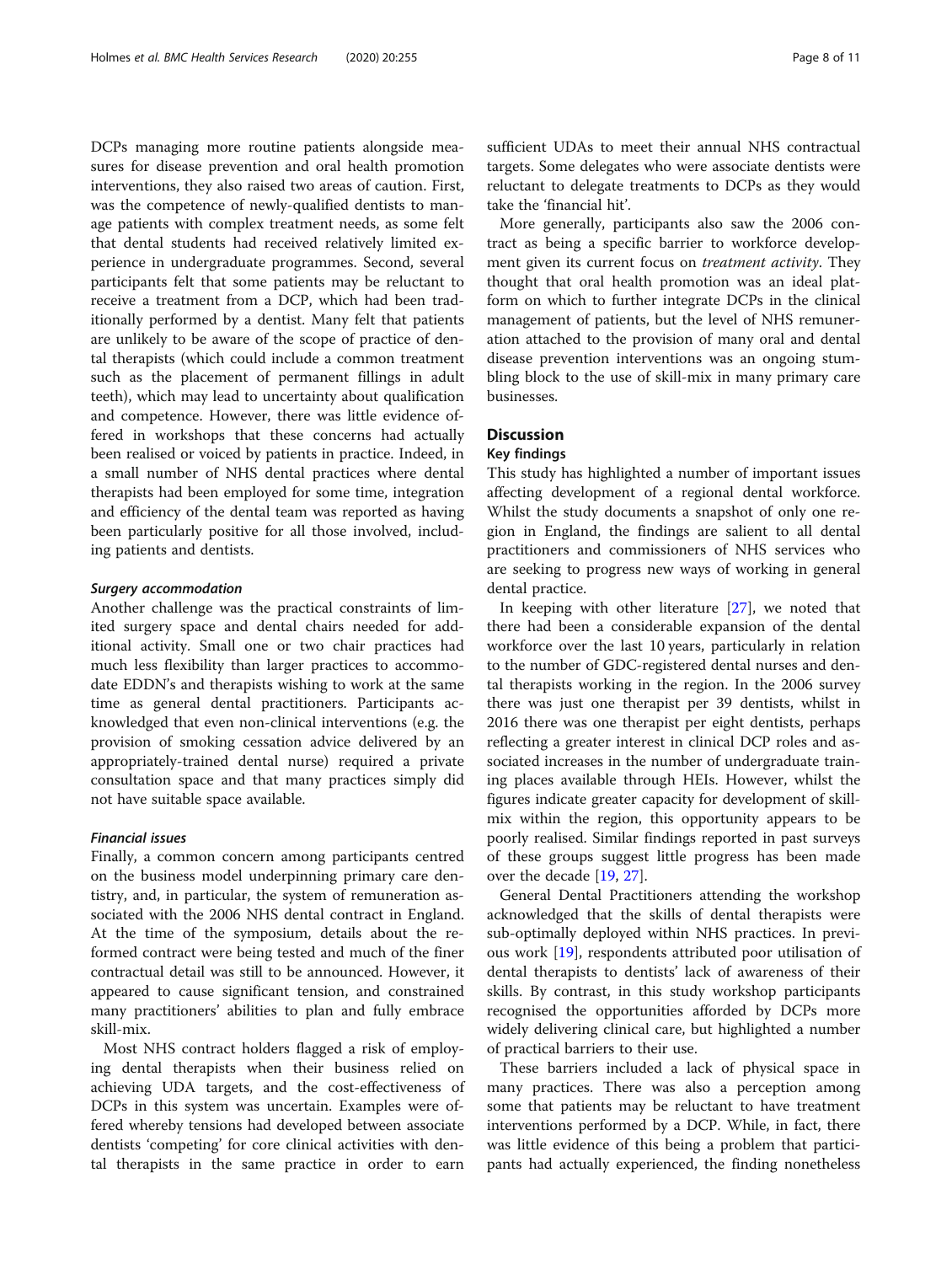DCPs managing more routine patients alongside measures for disease prevention and oral health promotion interventions, they also raised two areas of caution. First, was the competence of newly-qualified dentists to manage patients with complex treatment needs, as some felt that dental students had received relatively limited experience in undergraduate programmes. Second, several participants felt that some patients may be reluctant to receive a treatment from a DCP, which had been traditionally performed by a dentist. Many felt that patients are unlikely to be aware of the scope of practice of dental therapists (which could include a common treatment such as the placement of permanent fillings in adult teeth), which may lead to uncertainty about qualification and competence. However, there was little evidence offered in workshops that these concerns had actually been realised or voiced by patients in practice. Indeed, in a small number of NHS dental practices where dental therapists had been employed for some time, integration and efficiency of the dental team was reported as having been particularly positive for all those involved, including patients and dentists.

#### Surgery accommodation

Another challenge was the practical constraints of limited surgery space and dental chairs needed for additional activity. Small one or two chair practices had much less flexibility than larger practices to accommodate EDDN's and therapists wishing to work at the same time as general dental practitioners. Participants acknowledged that even non-clinical interventions (e.g. the provision of smoking cessation advice delivered by an appropriately-trained dental nurse) required a private consultation space and that many practices simply did not have suitable space available.

#### Financial issues

Finally, a common concern among participants centred on the business model underpinning primary care dentistry, and, in particular, the system of remuneration associated with the 2006 NHS dental contract in England. At the time of the symposium, details about the reformed contract were being tested and much of the finer contractual detail was still to be announced. However, it appeared to cause significant tension, and constrained many practitioners' abilities to plan and fully embrace skill-mix.

Most NHS contract holders flagged a risk of employing dental therapists when their business relied on achieving UDA targets, and the cost-effectiveness of DCPs in this system was uncertain. Examples were offered whereby tensions had developed between associate dentists 'competing' for core clinical activities with dental therapists in the same practice in order to earn sufficient UDAs to meet their annual NHS contractual targets. Some delegates who were associate dentists were reluctant to delegate treatments to DCPs as they would take the 'financial hit'.

More generally, participants also saw the 2006 contract as being a specific barrier to workforce development given its current focus on *treatment activity*. They thought that oral health promotion was an ideal platform on which to further integrate DCPs in the clinical management of patients, but the level of NHS remuneration attached to the provision of many oral and dental disease prevention interventions was an ongoing stumbling block to the use of skill-mix in many primary care businesses.

## Discussion

### Key findings

This study has highlighted a number of important issues affecting development of a regional dental workforce. Whilst the study documents a snapshot of only one region in England, the findings are salient to all dental practitioners and commissioners of NHS services who are seeking to progress new ways of working in general dental practice.

In keeping with other literature [27], we noted that there had been a considerable expansion of the dental workforce over the last 10 years, particularly in relation to the number of GDC-registered dental nurses and dental therapists working in the region. In the 2006 survey there was just one therapist per 39 dentists, whilst in 2016 there was one therapist per eight dentists, perhaps reflecting a greater interest in clinical DCP roles and associated increases in the number of undergraduate training places available through HEIs. However, whilst the figures indicate greater capacity for development of skill-mix within the region, this opportunity appears to be poorly realised. Similar findings reported in past surveys of these groups suggest little progress has been made over the decade [19, 27].

General Dental Practitioners attending the workshop acknowledged that the skills of dental therapists were sub-optimally deployed within NHS practices. In previous work [19], respondents attributed poor utilisation of dental therapists to dentists' lack of awareness of their skills. By contrast, in this study workshop participants recognised the opportunities afforded by DCPs more widely delivering clinical care, but highlighted a number of practical barriers to their use.

These barriers included a lack of physical space in many practices. There was also a perception among some that patients may be reluctant to have treatment interventions performed by a DCP. While, in fact, there was little evidence of this being a problem that participants had actually experienced, the finding nonetheless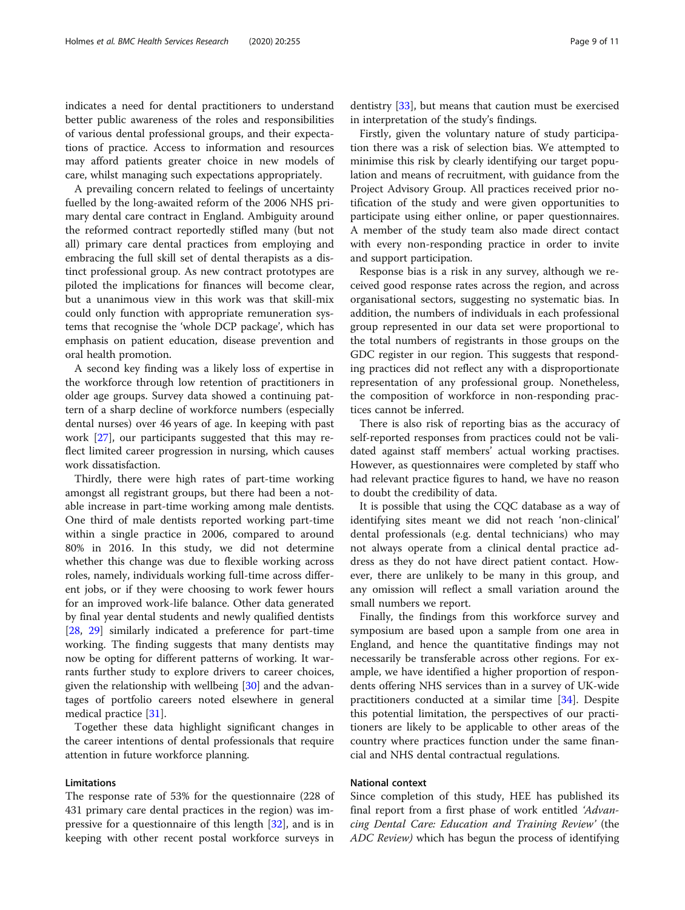indicates a need for dental practitioners to understand better public awareness of the roles and responsibilities of various dental professional groups, and their expectations of practice. Access to information and resources may afford patients greater choice in new models of care, whilst managing such expectations appropriately.

A prevailing concern related to feelings of uncertainty fuelled by the long-awaited reform of the 2006 NHS primary dental care contract in England. Ambiguity around the reformed contract reportedly stifled many (but not all) primary care dental practices from employing and embracing the full skill set of dental therapists as a distinct professional group. As new contract prototypes are piloted the implications for finances will become clear, but a unanimous view in this work was that skill-mix could only function with appropriate remuneration systems that recognise the 'whole DCP package', which has emphasis on patient education, disease prevention and oral health promotion.

A second key finding was a likely loss of expertise in the workforce through low retention of practitioners in older age groups. Survey data showed a continuing pattern of a sharp decline of workforce numbers (especially dental nurses) over 46 years of age. In keeping with past work [27], our participants suggested that this may reflect limited career progression in nursing, which causes work dissatisfaction.

Thirdly, there were high rates of part-time working amongst all registrant groups, but there had been a notable increase in part-time working among male dentists. One third of male dentists reported working part-time within a single practice in 2006, compared to around 80% in 2016. In this study, we did not determine whether this change was due to flexible working across roles, namely, individuals working full-time across different jobs, or if they were choosing to work fewer hours for an improved work-life balance. Other data generated by final year dental students and newly qualified dentists [28, 29] similarly indicated a preference for part-time working. The finding suggests that many dentists may now be opting for different patterns of working. It warrants further study to explore drivers to career choices, given the relationship with wellbeing [30] and the advantages of portfolio careers noted elsewhere in general medical practice [31].

Together these data highlight significant changes in the career intentions of dental professionals that require attention in future workforce planning.

### Limitations

The response rate of 53% for the questionnaire (228 of 431 primary care dental practices in the region) was impressive for a questionnaire of this length [32], and is in keeping with other recent postal workforce surveys in dentistry [33], but means that caution must be exercised in interpretation of the study's findings.

Firstly, given the voluntary nature of study participation there was a risk of selection bias. We attempted to minimise this risk by clearly identifying our target population and means of recruitment, with guidance from the Project Advisory Group. All practices received prior notification of the study and were given opportunities to participate using either online, or paper questionnaires. A member of the study team also made direct contact with every non-responding practice in order to invite and support participation.

Response bias is a risk in any survey, although we received good response rates across the region, and across organisational sectors, suggesting no systematic bias. In addition, the numbers of individuals in each professional group represented in our data set were proportional to the total numbers of registrants in those groups on the GDC register in our region. This suggests that responding practices did not reflect any with a disproportionate representation of any professional group. Nonetheless, the composition of workforce in non-responding practices cannot be inferred.

There is also risk of reporting bias as the accuracy of self-reported responses from practices could not be validated against staff members' actual working practises. However, as questionnaires were completed by staff who had relevant practice figures to hand, we have no reason to doubt the credibility of data.

It is possible that using the CQC database as a way of identifying sites meant we did not reach 'non-clinical' dental professionals (e.g. dental technicians) who may not always operate from a clinical dental practice address as they do not have direct patient contact. However, there are unlikely to be many in this group, and any omission will reflect a small variation around the small numbers we report.

Finally, the findings from this workforce survey and symposium are based upon a sample from one area in England, and hence the quantitative findings may not necessarily be transferable across other regions. For example, we have identified a higher proportion of respondents offering NHS services than in a survey of UK-wide practitioners conducted at a similar time [34]. Despite this potential limitation, the perspectives of our practitioners are likely to be applicable to other areas of the country where practices function under the same financial and NHS dental contractual regulations.

### National context

Since completion of this study, HEE has published its final report from a first phase of work entitled *'Advancing Dental Care: Education and Training Review'* (the *ADC Review)* which has begun the process of identifying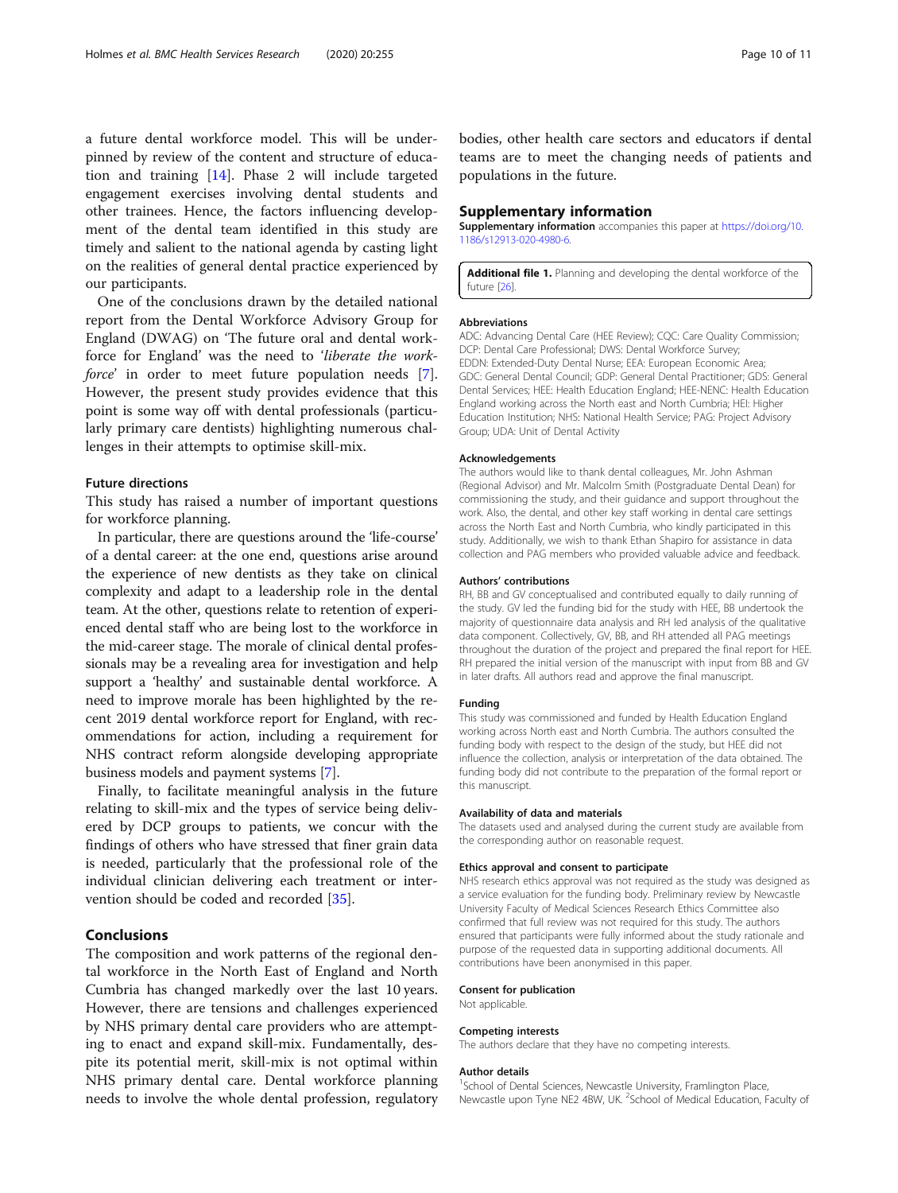a future dental workforce model. This will be underpinned by review of the content and structure of education and training [14]. Phase 2 will include targeted engagement exercises involving dental students and other trainees. Hence, the factors influencing development of the dental team identified in this study are timely and salient to the national agenda by casting light on the realities of general dental practice experienced by our participants.

One of the conclusions drawn by the detailed national report from the Dental Workforce Advisory Group for England (DWAG) on 'The future oral and dental workforce for England' was the need to '*liberate the workforce*' in order to meet future population needs [7]. However, the present study provides evidence that this point is some way off with dental professionals (particularly primary care dentists) highlighting numerous challenges in their attempts to optimise skill-mix.

### Future directions

This study has raised a number of important questions for workforce planning.

In particular, there are questions around the 'life-course' of a dental career: at the one end, questions arise around the experience of new dentists as they take on clinical complexity and adapt to a leadership role in the dental team. At the other, questions relate to retention of experienced dental staff who are being lost to the workforce in the mid-career stage. The morale of clinical dental professionals may be a revealing area for investigation and help support a 'healthy' and sustainable dental workforce. A need to improve morale has been highlighted by the recent 2019 dental workforce report for England, with recommendations for action, including a requirement for NHS contract reform alongside developing appropriate business models and payment systems [7].

Finally, to facilitate meaningful analysis in the future relating to skill-mix and the types of service being delivered by DCP groups to patients, we concur with the findings of others who have stressed that finer grain data is needed, particularly that the professional role of the individual clinician delivering each treatment or intervention should be coded and recorded [35].

## Conclusions

The composition and work patterns of the regional dental workforce in the North East of England and North Cumbria has changed markedly over the last 10 years. However, there are tensions and challenges experienced by NHS primary dental care providers who are attempting to enact and expand skill-mix. Fundamentally, despite its potential merit, skill-mix is not optimal within NHS primary dental care. Dental workforce planning needs to involve the whole dental profession, regulatory bodies, other health care sectors and educators if dental teams are to meet the changing needs of patients and populations in the future.

## Supplementary information

**Supplementary information** accompanies this paper at https://doi.org/10.1186/s12913-020-4980-6.

**Additional file 1.** Planning and developing the dental workforce of the future [26].

#### Abbreviations

ADC: Advancing Dental Care (HEE Review); CQC: Care Quality Commission; DCP: Dental Care Professional; DWS: Dental Workforce Survey; EDDN: Extended-Duty Dental Nurse; EEA: European Economic Area; GDC: General Dental Council; GDP: General Dental Practitioner; GDS: General Dental Services; HEE: Health Education England; HEE-NENC: Health Education England working across the North east and North Cumbria; HEI: Higher Education Institution; NHS: National Health Service; PAG: Project Advisory Group; UDA: Unit of Dental Activity

#### Acknowledgements

The authors would like to thank dental colleagues, Mr. John Ashman (Regional Advisor) and Mr. Malcolm Smith (Postgraduate Dental Dean) for commissioning the study, and their guidance and support throughout the work. Also, the dental, and other key staff working in dental care settings across the North East and North Cumbria, who kindly participated in this study. Additionally, we wish to thank Ethan Shapiro for assistance in data collection and PAG members who provided valuable advice and feedback.

#### Authors' contributions

RH, BB and GV conceptualised and contributed equally to daily running of the study. GV led the funding bid for the study with HEE, BB undertook the majority of questionnaire data analysis and RH led analysis of the qualitative data component. Collectively, GV, BB, and RH attended all PAG meetings throughout the duration of the project and prepared the final report for HEE. RH prepared the initial version of the manuscript with input from BB and GV in later drafts. All authors read and approve the final manuscript.

#### Funding

This study was commissioned and funded by Health Education England working across North east and North Cumbria. The authors consulted the funding body with respect to the design of the study, but HEE did not influence the collection, analysis or interpretation of the data obtained. The funding body did not contribute to the preparation of the formal report or this manuscript.

#### Availability of data and materials

The datasets used and analysed during the current study are available from the corresponding author on reasonable request.

#### Ethics approval and consent to participate

NHS research ethics approval was not required as the study was designed as a service evaluation for the funding body. Preliminary review by Newcastle University Faculty of Medical Sciences Research Ethics Committee also confirmed that full review was not required for this study. The authors ensured that participants were fully informed about the study rationale and purpose of the requested data in supporting additional documents. All contributions have been anonymised in this paper.

#### Consent for publication

Not applicable.

#### Competing interests

The authors declare that they have no competing interests.

#### Author details

[1]School of Dental Sciences, Newcastle University, Framlington Place, Newcastle upon Tyne NE2 4BW, UK. [2]School of Medical Education, Faculty of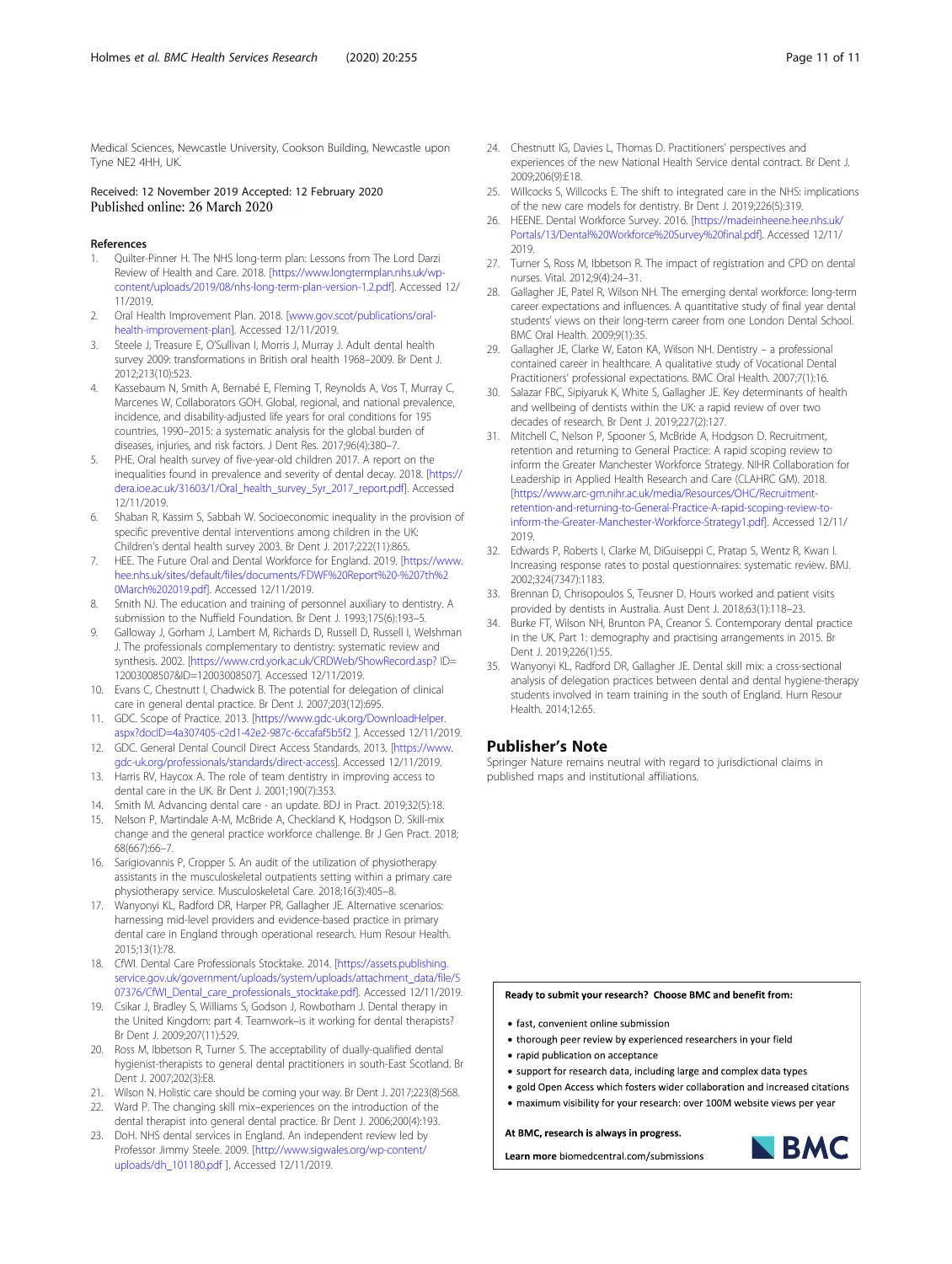Medical Sciences, Newcastle University, Cookson Building, Newcastle upon Tyne NE2 4HH, UK.

Received: 12 November 2019 Accepted: 12 February 2020
Published online: 26 March 2020

## References

1. Quilter-Pinner H. The NHS long-term plan: Lessons from The Lord Darzi Review of Health and Care. 2018. [https://www.longtermplan.nhs.uk/wp-content/uploads/2019/08/nhs-long-term-plan-version-1.2.pdf]. Accessed 12/11/2019.
2. Oral Health Improvement Plan. 2018. [www.gov.scot/publications/oral-health-improvement-plan]. Accessed 12/11/2019.
3. Steele J, Treasure E, O'Sullivan I, Morris J, Murray J. Adult dental health survey 2009: transformations in British oral health 1968–2009. Br Dent J. 2012;213(10):523.
4. Kassebaum N, Smith A, Bernabé E, Fleming T, Reynolds A, Vos T, Murray C, Marcenes W, Collaborators GOH. Global, regional, and national prevalence, incidence, and disability-adjusted life years for oral conditions for 195 countries, 1990–2015: a systematic analysis for the global burden of diseases, injuries, and risk factors. J Dent Res. 2017;96(4):380–7.
5. PHE. Oral health survey of five-year-old children 2017. A report on the inequalities found in prevalence and severity of dental decay. 2018. [https://dera.ioe.ac.uk/31603/1/Oral_health_survey_5yr_2017_report.pdf]. Accessed 12/11/2019.
6. Shaban R, Kassim S, Sabbah W. Socioeconomic inequality in the provision of specific preventive dental interventions among children in the UK: Children's dental health survey 2003. Br Dent J. 2017;222(11):865.
7. HEE. The Future Oral and Dental Workforce for England. 2019. [https://www.hee.nhs.uk/sites/default/files/documents/FDWF%20Report%20-%207th%20March%202019.pdf]. Accessed 12/11/2019.
8. Smith NJ. The education and training of personnel auxiliary to dentistry. A submission to the Nuffield Foundation. Br Dent J. 1993;175(6):193–5.
9. Galloway J, Gorham J, Lambert M, Richards D, Russell D, Russell I, Welshman J. The professionals complementary to dentistry: systematic review and synthesis. 2002. [https://www.crd.york.ac.uk/CRDWeb/ShowRecord.asp?ID=12003008507&ID=12003008507]. Accessed 12/11/2019.
10. Evans C, Chestnutt I, Chadwick B. The potential for delegation of clinical care in general dental practice. Br Dent J. 2007;203(12):695.
11. GDC. Scope of Practice. 2013. [https://www.gdc-uk.org/DownloadHelper.aspx?docID=4a307405-c2d1-42e2-987c-6ccafaf5b5f2 ]. Accessed 12/11/2019.
12. GDC. General Dental Council Direct Access Standards. 2013. [https://www.gdc-uk.org/professionals/standards/direct-access]. Accessed 12/11/2019.
13. Harris RV, Haycox A. The role of team dentistry in improving access to dental care in the UK. Br Dent J. 2001;190(7):353.
14. Smith M. Advancing dental care - an update. BDJ in Pract. 2019;32(5):18.
15. Nelson P, Martindale A-M, McBride A, Checkland K, Hodgson D. Skill-mix change and the general practice workforce challenge. Br J Gen Pract. 2018;68(667):66–7.
16. Sarigiovannis P, Cropper S. An audit of the utilization of physiotherapy assistants in the musculoskeletal outpatients setting within a primary care physiotherapy service. Musculoskeletal Care. 2018;16(3):405–8.
17. Wanyonyi KL, Radford DR, Harper PR, Gallagher JE. Alternative scenarios: harnessing mid-level providers and evidence-based practice in primary dental care in England through operational research. Hum Resour Health. 2015;13(1):78.
18. CfWI. Dental Care Professionals Stocktake. 2014. [https://assets.publishing.service.gov.uk/government/uploads/system/uploads/attachment_data/file/507376/CfWI_Dental_care_professionals_stocktake.pdf]. Accessed 12/11/2019.
19. Csikar J, Bradley S, Williams S, Godson J, Rowbotham J. Dental therapy in the United Kingdom: part 4. Teamwork–is it working for dental therapists? Br Dent J. 2009;207(11):529.
20. Ross M, Ibbetson R, Turner S. The acceptability of dually-qualified dental hygienist-therapists to general dental practitioners in south-East Scotland. Br Dent J. 2007;202(3):E8.
21. Wilson N. Holistic care should be coming your way. Br Dent J. 2017;223(8):568.
22. Ward P. The changing skill mix–experiences on the introduction of the dental therapist into general dental practice. Br Dent J. 2006;200(4):193.
23. DoH. NHS dental services in England. An independent review led by Professor Jimmy Steele. 2009. [http://www.sigwales.org/wp-content/uploads/dh_101180.pdf ]. Accessed 12/11/2019.
24. Chestnutt IG, Davies L, Thomas D. Practitioners' perspectives and experiences of the new National Health Service dental contract. Br Dent J. 2009;206(9):E18.
25. Willcocks S, Willcocks E. The shift to integrated care in the NHS: implications of the new care models for dentistry. Br Dent J. 2019;226(5):319.
26. HEENE. Dental Workforce Survey. 2016. [https://madeinheene.hee.nhs.uk/Portals/13/Dental%20Workforce%20Survey%20final.pdf]. Accessed 12/11/2019.
27. Turner S, Ross M, Ibbetson R. The impact of registration and CPD on dental nurses. Vital. 2012;9(4):24–31.
28. Gallagher JE, Patel R, Wilson NH. The emerging dental workforce: long-term career expectations and influences. A quantitative study of final year dental students' views on their long-term career from one London Dental School. BMC Oral Health. 2009;9(1):35.
29. Gallagher JE, Clarke W, Eaton KA, Wilson NH. Dentistry – a professional contained career in healthcare. A qualitative study of Vocational Dental Practitioners' professional expectations. BMC Oral Health. 2007;7(1):16.
30. Salazar FBC, Sipiyaruk K, White S, Gallagher JE. Key determinants of health and wellbeing of dentists within the UK: a rapid review of over two decades of research. Br Dent J. 2019;227(2):127.
31. Mitchell C, Nelson P, Spooner S, McBride A, Hodgson D. Recruitment, retention and returning to General Practice: A rapid scoping review to inform the Greater Manchester Workforce Strategy. NIHR Collaboration for Leadership in Applied Health Research and Care (CLAHRC GM). 2018. [https://www.arc-gm.nihr.ac.uk/media/Resources/OHC/Recruitment-retention-and-returning-to-General-Practice-A-rapid-scoping-review-to-inform-the-Greater-Manchester-Workforce-Strategy1.pdf]. Accessed 12/11/2019.
32. Edwards P, Roberts I, Clarke M, DiGuiseppi C, Pratap S, Wentz R, Kwan I. Increasing response rates to postal questionnaires: systematic review. BMJ. 2002;324(7347):1183.
33. Brennan D, Chrisopoulos S, Teusner D. Hours worked and patient visits provided by dentists in Australia. Aust Dent J. 2018;63(1):118–23.
34. Burke FT, Wilson NH, Brunton PA, Creanor S. Contemporary dental practice in the UK. Part 1: demography and practising arrangements in 2015. Br Dent J. 2019;226(1):55.
35. Wanyonyi KL, Radford DR, Gallagher JE. Dental skill mix: a cross-sectional analysis of delegation practices between dental and dental hygiene-therapy students involved in team training in the south of England. Hum Resour Health. 2014;12:65.

## Publisher's Note

Springer Nature remains neutral with regard to jurisdictional claims in published maps and institutional affiliations.

**Ready to submit your research? Choose BMC and benefit from:**

- fast, convenient online submission
- thorough peer review by experienced researchers in your field
- rapid publication on acceptance
- support for research data, including large and complex data types
- gold Open Access which fosters wider collaboration and increased citations
- maximum visibility for your research: over 100M website views per year

**At BMC, research is always in progress.**

**Learn more** biomedcentral.com/submissions

BMC